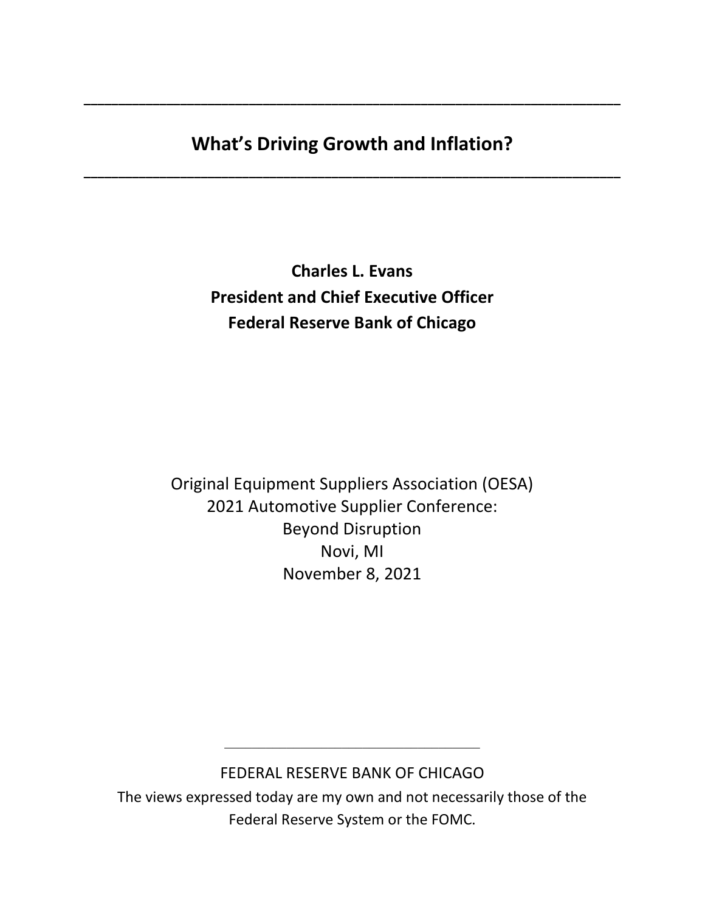# What's Driving Growth and Inflation?

**Charles L. Evans**
**President and Chief Executive Officer**
**Federal Reserve Bank of Chicago**

Original Equipment Suppliers Association (OESA)
2021 Automotive Supplier Conference:
Beyond Disruption
Novi, MI
November 8, 2021

FEDERAL RESERVE BANK OF CHICAGO

The views expressed today are my own and not necessarily those of the Federal Reserve System or the FOMC.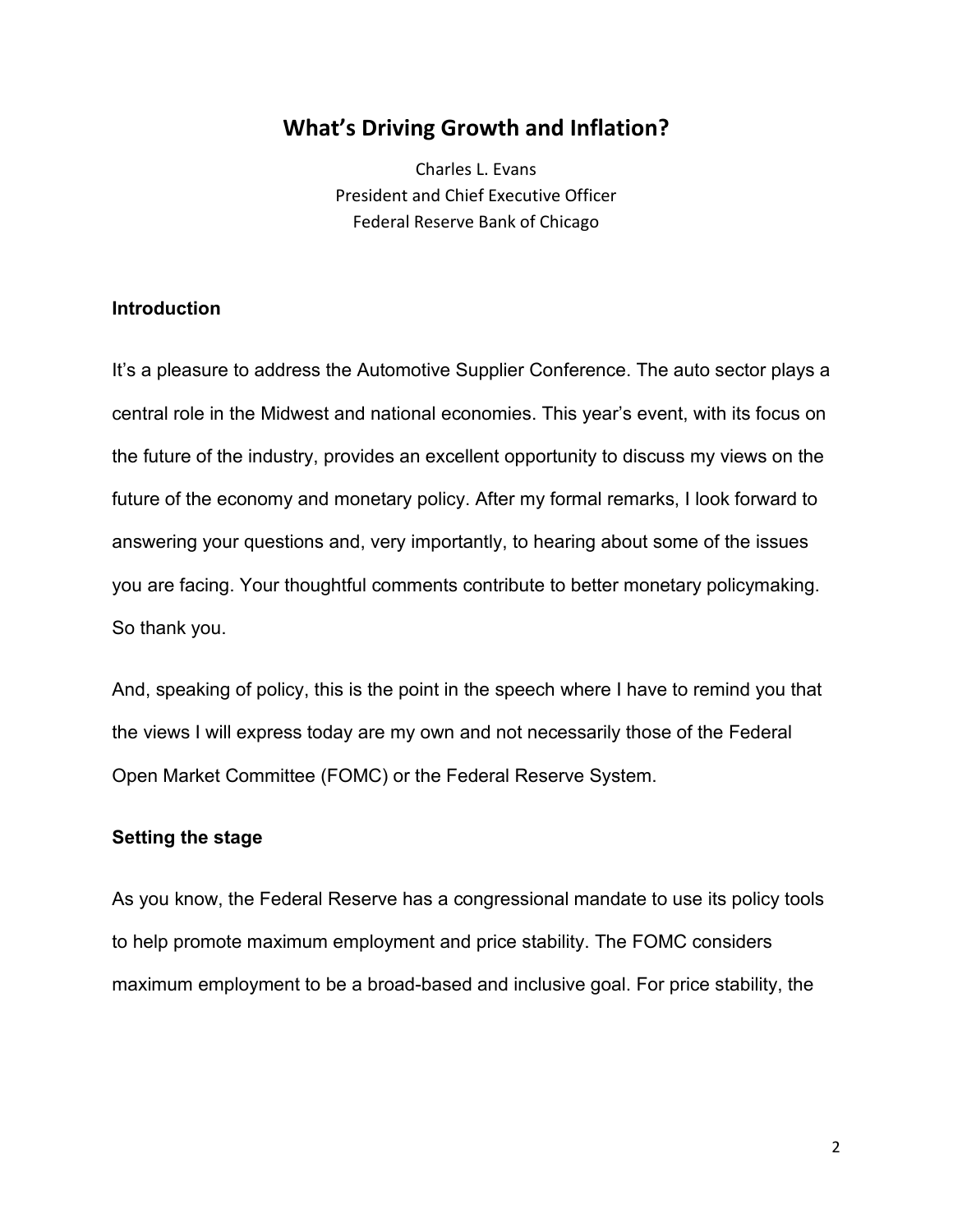# What's Driving Growth and Inflation?

Charles L. Evans
President and Chief Executive Officer
Federal Reserve Bank of Chicago

## Introduction

It's a pleasure to address the Automotive Supplier Conference. The auto sector plays a central role in the Midwest and national economies. This year's event, with its focus on the future of the industry, provides an excellent opportunity to discuss my views on the future of the economy and monetary policy. After my formal remarks, I look forward to answering your questions and, very importantly, to hearing about some of the issues you are facing. Your thoughtful comments contribute to better monetary policymaking. So thank you.

And, speaking of policy, this is the point in the speech where I have to remind you that the views I will express today are my own and not necessarily those of the Federal Open Market Committee (FOMC) or the Federal Reserve System.

## Setting the stage

As you know, the Federal Reserve has a congressional mandate to use its policy tools to help promote maximum employment and price stability. The FOMC considers maximum employment to be a broad-based and inclusive goal. For price stability, the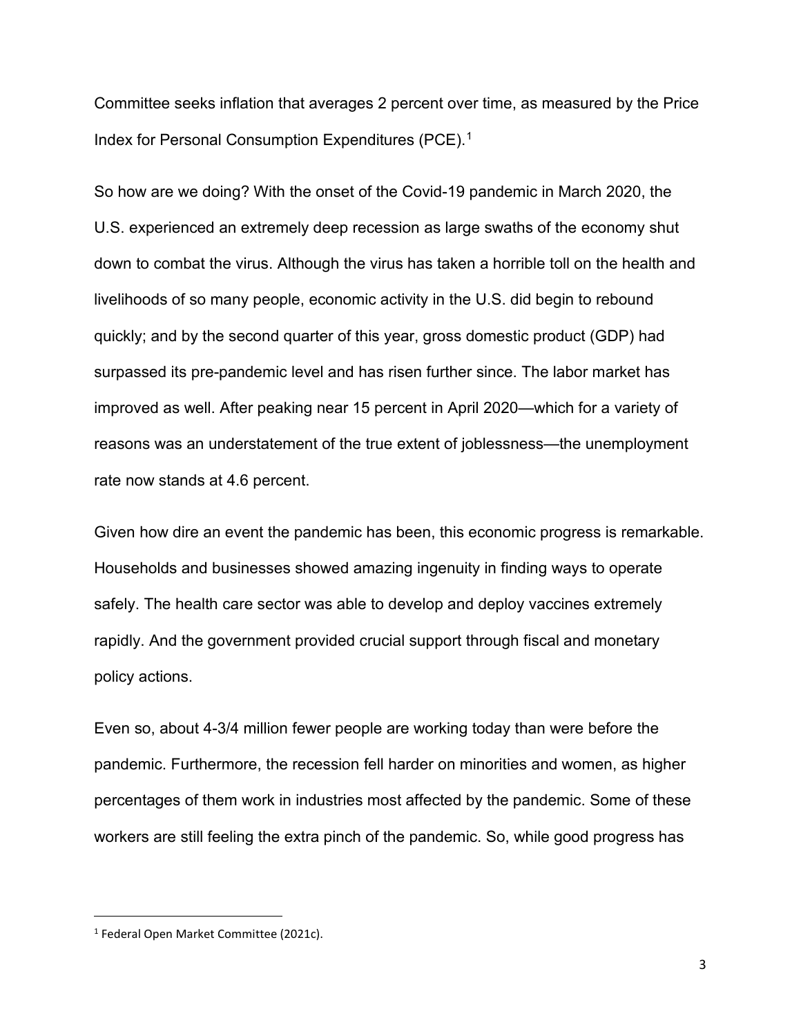Committee seeks inflation that averages 2 percent over time, as measured by the Price Index for Personal Consumption Expenditures (PCE).[1]

So how are we doing? With the onset of the Covid-19 pandemic in March 2020, the U.S. experienced an extremely deep recession as large swaths of the economy shut down to combat the virus. Although the virus has taken a horrible toll on the health and livelihoods of so many people, economic activity in the U.S. did begin to rebound quickly; and by the second quarter of this year, gross domestic product (GDP) had surpassed its pre-pandemic level and has risen further since. The labor market has improved as well. After peaking near 15 percent in April 2020—which for a variety of reasons was an understatement of the true extent of joblessness—the unemployment rate now stands at 4.6 percent.

Given how dire an event the pandemic has been, this economic progress is remarkable. Households and businesses showed amazing ingenuity in finding ways to operate safely. The health care sector was able to develop and deploy vaccines extremely rapidly. And the government provided crucial support through fiscal and monetary policy actions.

Even so, about 4-3/4 million fewer people are working today than were before the pandemic. Furthermore, the recession fell harder on minorities and women, as higher percentages of them work in industries most affected by the pandemic. Some of these workers are still feeling the extra pinch of the pandemic. So, while good progress has

---

[1] Federal Open Market Committee (2021c).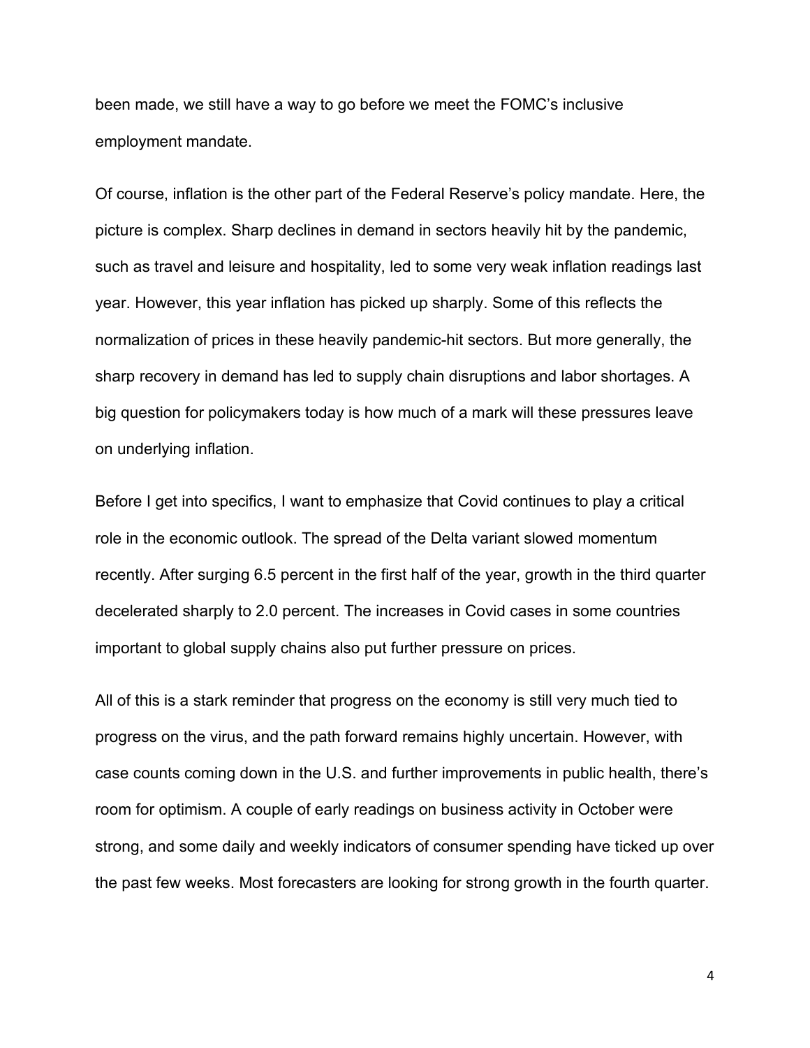been made, we still have a way to go before we meet the FOMC's inclusive employment mandate.

Of course, inflation is the other part of the Federal Reserve's policy mandate. Here, the picture is complex. Sharp declines in demand in sectors heavily hit by the pandemic, such as travel and leisure and hospitality, led to some very weak inflation readings last year. However, this year inflation has picked up sharply. Some of this reflects the normalization of prices in these heavily pandemic-hit sectors. But more generally, the sharp recovery in demand has led to supply chain disruptions and labor shortages. A big question for policymakers today is how much of a mark will these pressures leave on underlying inflation.

Before I get into specifics, I want to emphasize that Covid continues to play a critical role in the economic outlook. The spread of the Delta variant slowed momentum recently. After surging 6.5 percent in the first half of the year, growth in the third quarter decelerated sharply to 2.0 percent. The increases in Covid cases in some countries important to global supply chains also put further pressure on prices.

All of this is a stark reminder that progress on the economy is still very much tied to progress on the virus, and the path forward remains highly uncertain. However, with case counts coming down in the U.S. and further improvements in public health, there's room for optimism. A couple of early readings on business activity in October were strong, and some daily and weekly indicators of consumer spending have ticked up over the past few weeks. Most forecasters are looking for strong growth in the fourth quarter.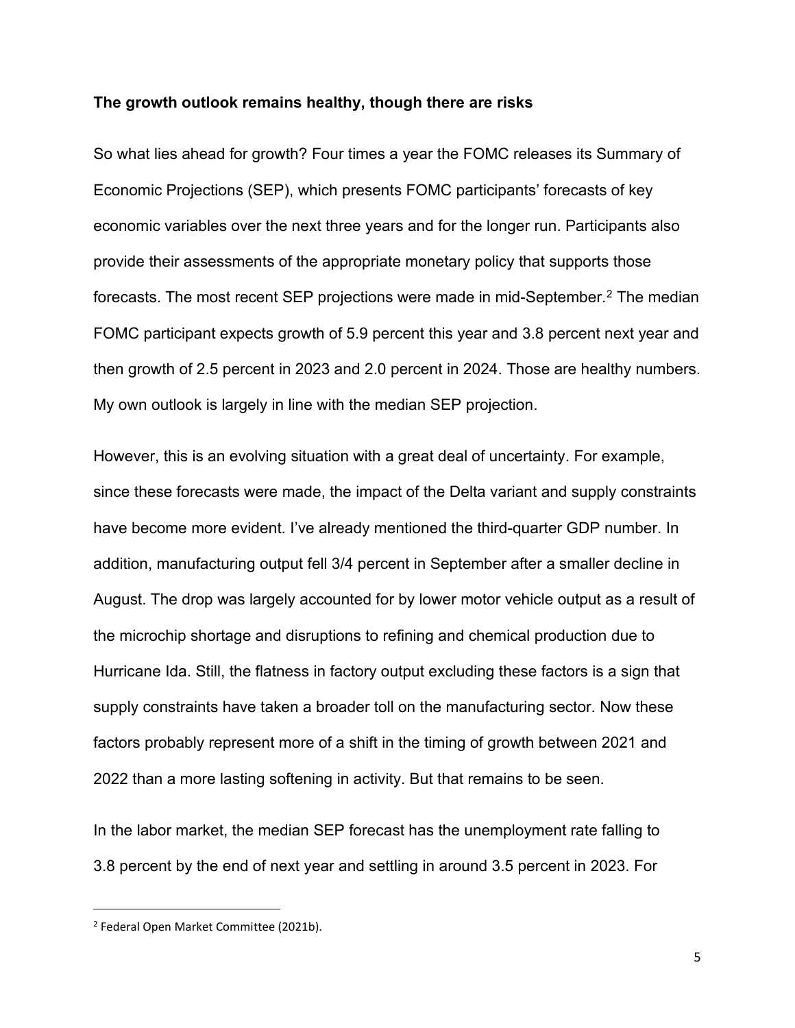**The growth outlook remains healthy, though there are risks**

So what lies ahead for growth? Four times a year the FOMC releases its Summary of Economic Projections (SEP), which presents FOMC participants' forecasts of key economic variables over the next three years and for the longer run. Participants also provide their assessments of the appropriate monetary policy that supports those forecasts. The most recent SEP projections were made in mid-September.[2] The median FOMC participant expects growth of 5.9 percent this year and 3.8 percent next year and then growth of 2.5 percent in 2023 and 2.0 percent in 2024. Those are healthy numbers. My own outlook is largely in line with the median SEP projection.

However, this is an evolving situation with a great deal of uncertainty. For example, since these forecasts were made, the impact of the Delta variant and supply constraints have become more evident. I've already mentioned the third-quarter GDP number. In addition, manufacturing output fell 3/4 percent in September after a smaller decline in August. The drop was largely accounted for by lower motor vehicle output as a result of the microchip shortage and disruptions to refining and chemical production due to Hurricane Ida. Still, the flatness in factory output excluding these factors is a sign that supply constraints have taken a broader toll on the manufacturing sector. Now these factors probably represent more of a shift in the timing of growth between 2021 and 2022 than a more lasting softening in activity. But that remains to be seen.

In the labor market, the median SEP forecast has the unemployment rate falling to 3.8 percent by the end of next year and settling in around 3.5 percent in 2023. For

[2] Federal Open Market Committee (2021b).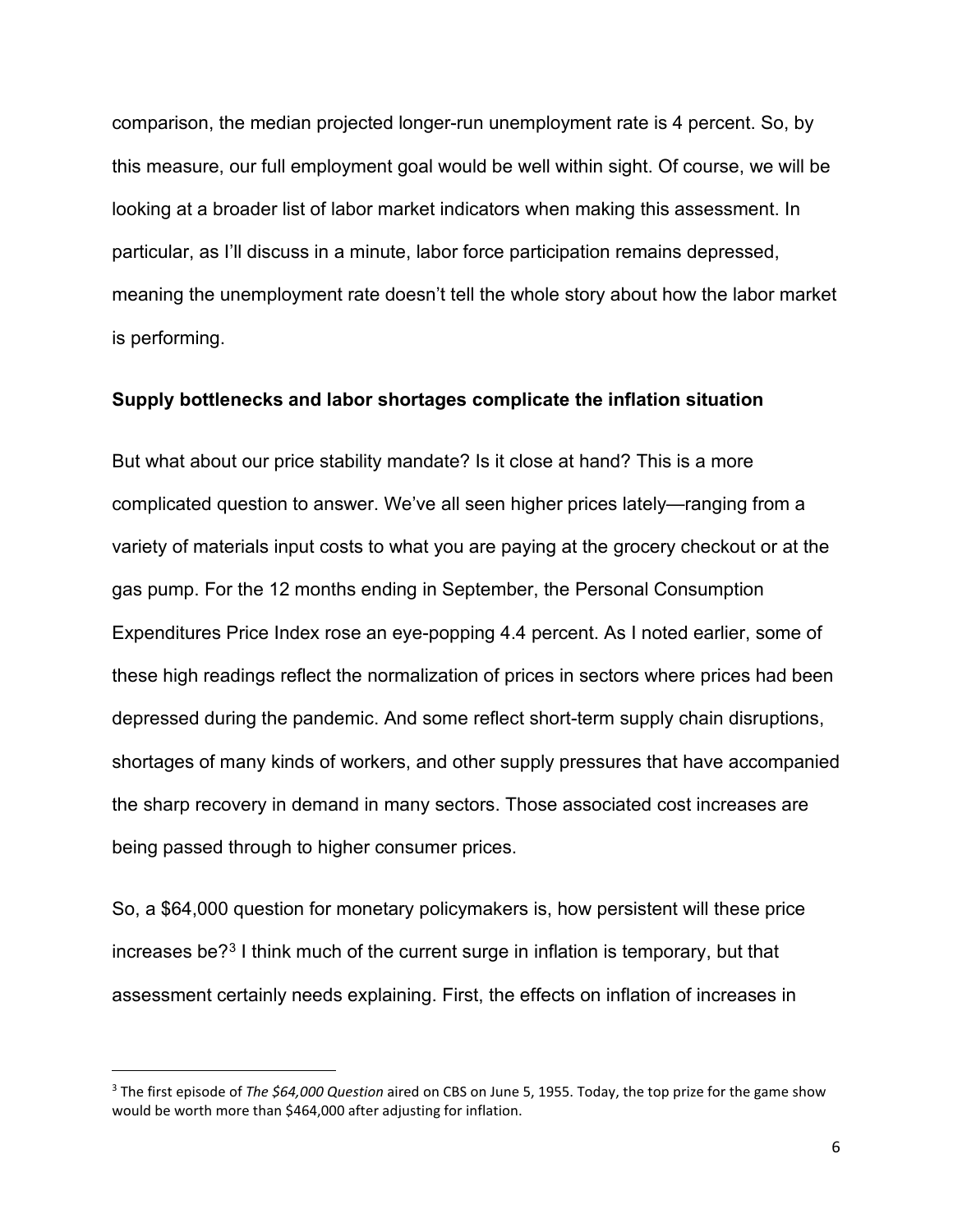comparison, the median projected longer-run unemployment rate is 4 percent. So, by this measure, our full employment goal would be well within sight. Of course, we will be looking at a broader list of labor market indicators when making this assessment. In particular, as I'll discuss in a minute, labor force participation remains depressed, meaning the unemployment rate doesn't tell the whole story about how the labor market is performing.

**Supply bottlenecks and labor shortages complicate the inflation situation**

But what about our price stability mandate? Is it close at hand? This is a more complicated question to answer. We've all seen higher prices lately—ranging from a variety of materials input costs to what you are paying at the grocery checkout or at the gas pump. For the 12 months ending in September, the Personal Consumption Expenditures Price Index rose an eye-popping 4.4 percent. As I noted earlier, some of these high readings reflect the normalization of prices in sectors where prices had been depressed during the pandemic. And some reflect short-term supply chain disruptions, shortages of many kinds of workers, and other supply pressures that have accompanied the sharp recovery in demand in many sectors. Those associated cost increases are being passed through to higher consumer prices.

So, a $64,000 question for monetary policymakers is, how persistent will these price increases be?[3] I think much of the current surge in inflation is temporary, but that assessment certainly needs explaining. First, the effects on inflation of increases in

---

[3] The first episode of *The $64,000 Question* aired on CBS on June 5, 1955. Today, the top prize for the game show would be worth more than $464,000 after adjusting for inflation.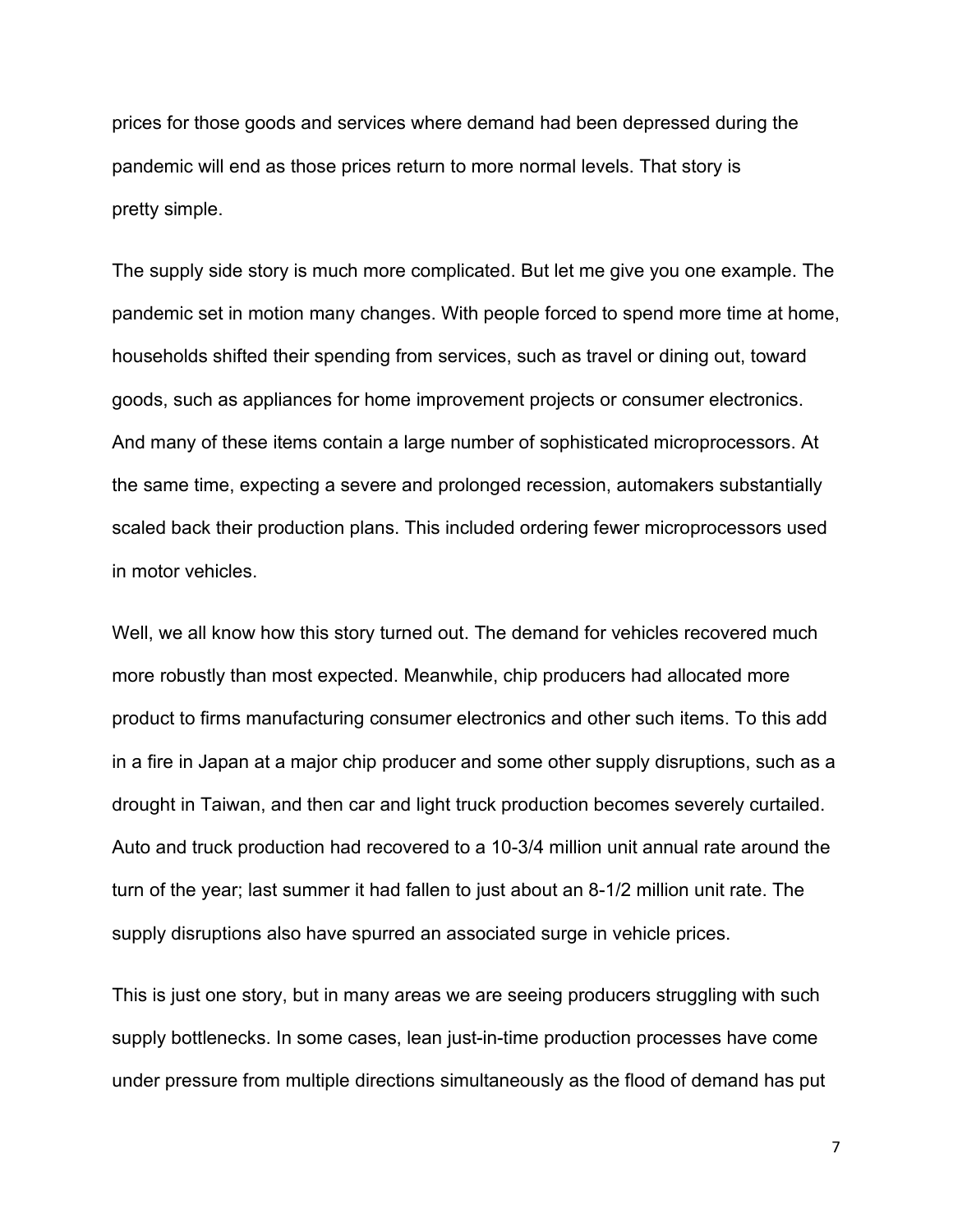prices for those goods and services where demand had been depressed during the pandemic will end as those prices return to more normal levels. That story is pretty simple.

The supply side story is much more complicated. But let me give you one example. The pandemic set in motion many changes. With people forced to spend more time at home, households shifted their spending from services, such as travel or dining out, toward goods, such as appliances for home improvement projects or consumer electronics. And many of these items contain a large number of sophisticated microprocessors. At the same time, expecting a severe and prolonged recession, automakers substantially scaled back their production plans. This included ordering fewer microprocessors used in motor vehicles.

Well, we all know how this story turned out. The demand for vehicles recovered much more robustly than most expected. Meanwhile, chip producers had allocated more product to firms manufacturing consumer electronics and other such items. To this add in a fire in Japan at a major chip producer and some other supply disruptions, such as a drought in Taiwan, and then car and light truck production becomes severely curtailed. Auto and truck production had recovered to a 10-3/4 million unit annual rate around the turn of the year; last summer it had fallen to just about an 8-1/2 million unit rate. The supply disruptions also have spurred an associated surge in vehicle prices.

This is just one story, but in many areas we are seeing producers struggling with such supply bottlenecks. In some cases, lean just-in-time production processes have come under pressure from multiple directions simultaneously as the flood of demand has put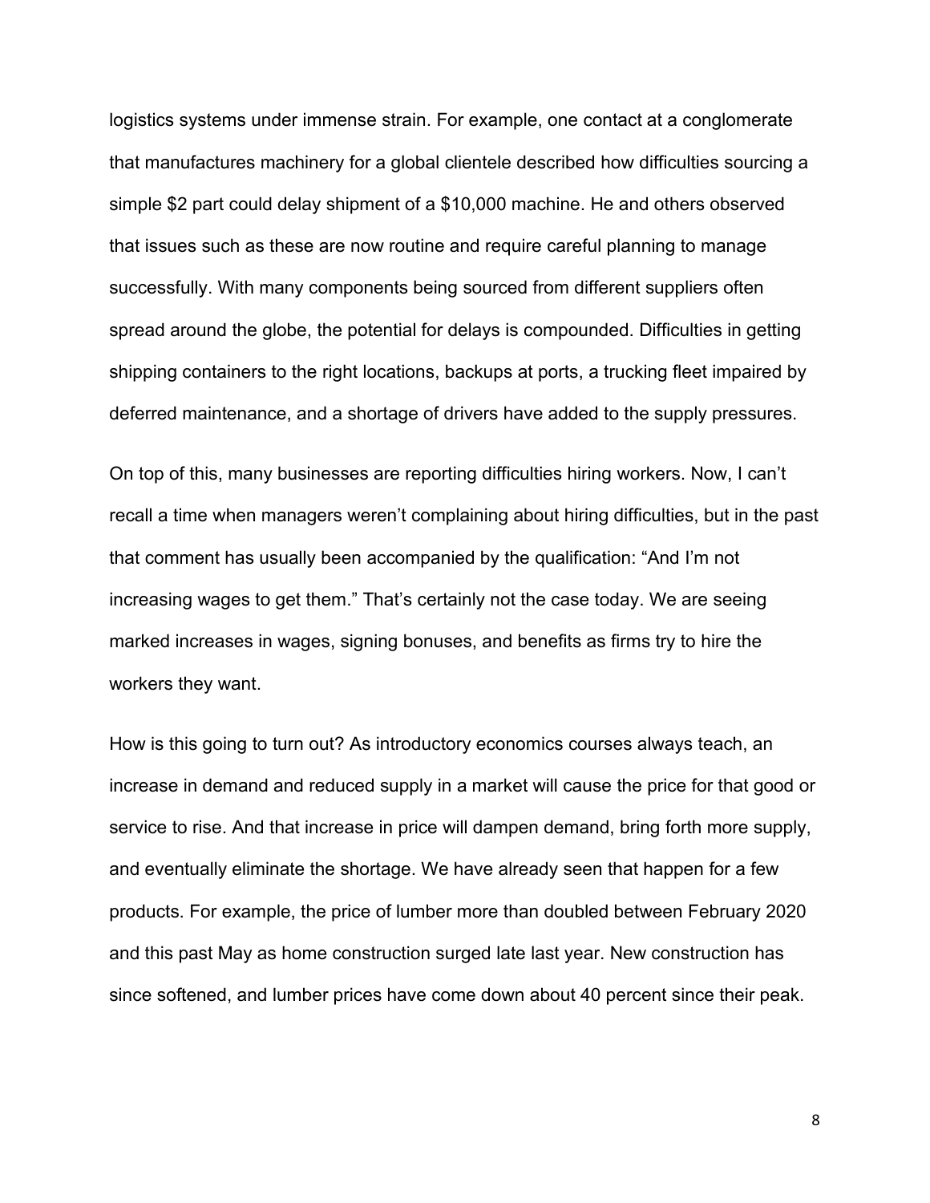logistics systems under immense strain. For example, one contact at a conglomerate that manufactures machinery for a global clientele described how difficulties sourcing a simple $2 part could delay shipment of a $10,000 machine. He and others observed that issues such as these are now routine and require careful planning to manage successfully. With many components being sourced from different suppliers often spread around the globe, the potential for delays is compounded. Difficulties in getting shipping containers to the right locations, backups at ports, a trucking fleet impaired by deferred maintenance, and a shortage of drivers have added to the supply pressures.

On top of this, many businesses are reporting difficulties hiring workers. Now, I can't recall a time when managers weren't complaining about hiring difficulties, but in the past that comment has usually been accompanied by the qualification: "And I'm not increasing wages to get them." That's certainly not the case today. We are seeing marked increases in wages, signing bonuses, and benefits as firms try to hire the workers they want.

How is this going to turn out? As introductory economics courses always teach, an increase in demand and reduced supply in a market will cause the price for that good or service to rise. And that increase in price will dampen demand, bring forth more supply, and eventually eliminate the shortage. We have already seen that happen for a few products. For example, the price of lumber more than doubled between February 2020 and this past May as home construction surged late last year. New construction has since softened, and lumber prices have come down about 40 percent since their peak.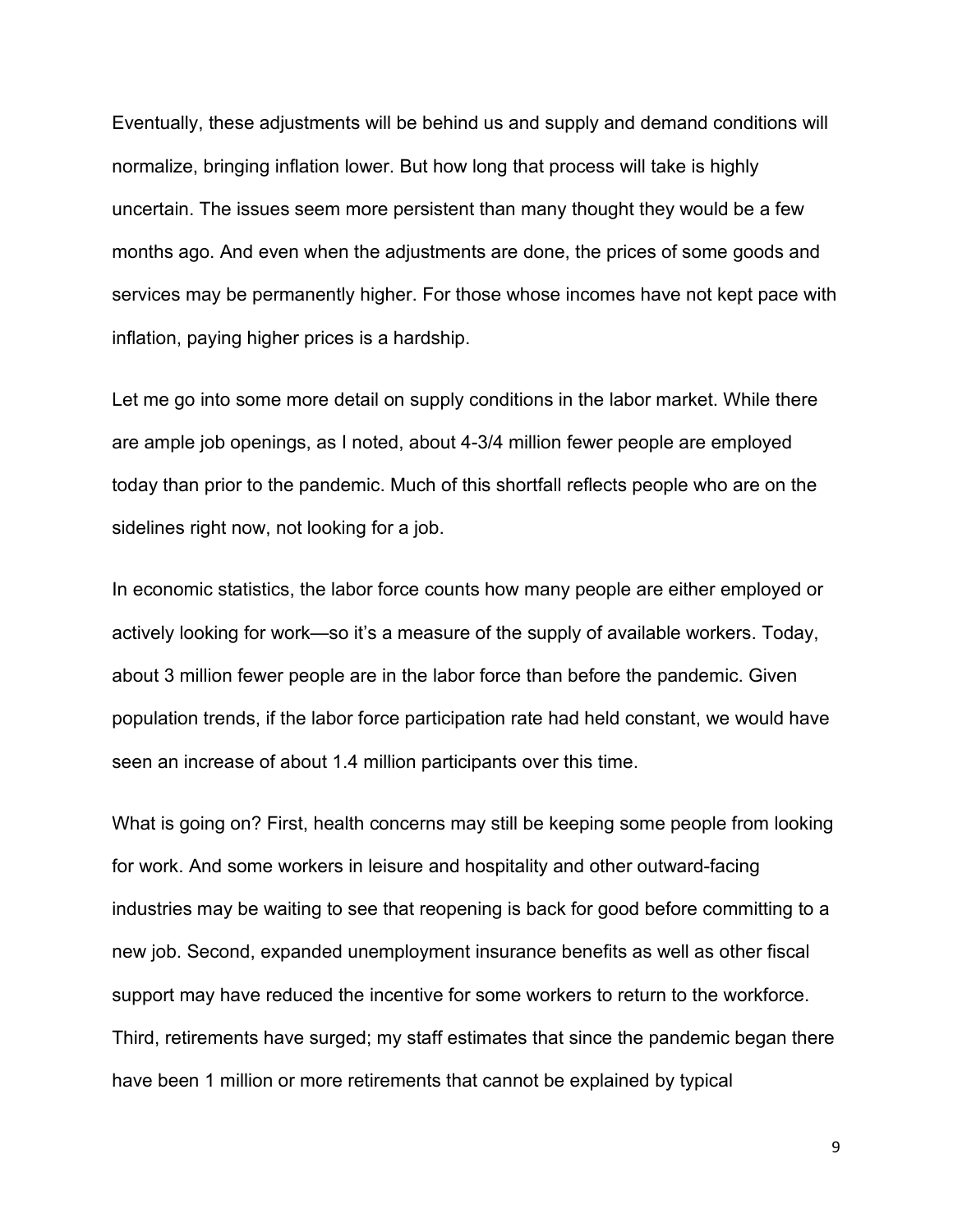Eventually, these adjustments will be behind us and supply and demand conditions will normalize, bringing inflation lower. But how long that process will take is highly uncertain. The issues seem more persistent than many thought they would be a few months ago. And even when the adjustments are done, the prices of some goods and services may be permanently higher. For those whose incomes have not kept pace with inflation, paying higher prices is a hardship.

Let me go into some more detail on supply conditions in the labor market. While there are ample job openings, as I noted, about 4-3/4 million fewer people are employed today than prior to the pandemic. Much of this shortfall reflects people who are on the sidelines right now, not looking for a job.

In economic statistics, the labor force counts how many people are either employed or actively looking for work—so it's a measure of the supply of available workers. Today, about 3 million fewer people are in the labor force than before the pandemic. Given population trends, if the labor force participation rate had held constant, we would have seen an increase of about 1.4 million participants over this time.

What is going on? First, health concerns may still be keeping some people from looking for work. And some workers in leisure and hospitality and other outward-facing industries may be waiting to see that reopening is back for good before committing to a new job. Second, expanded unemployment insurance benefits as well as other fiscal support may have reduced the incentive for some workers to return to the workforce. Third, retirements have surged; my staff estimates that since the pandemic began there have been 1 million or more retirements that cannot be explained by typical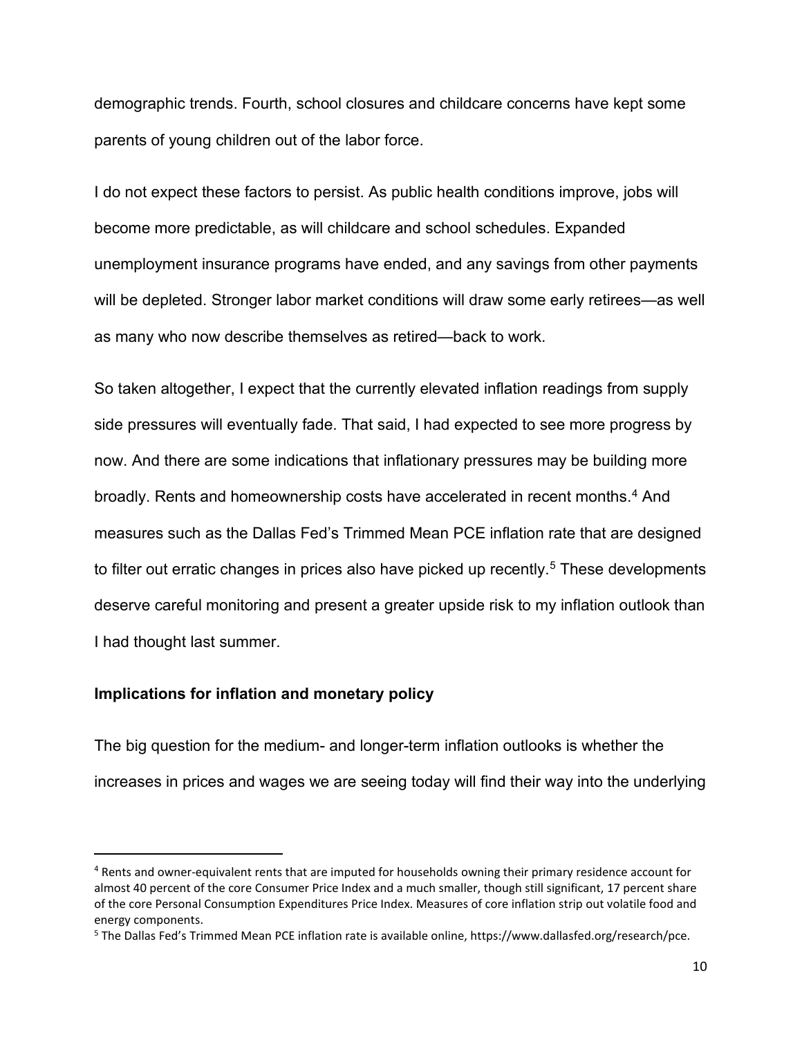demographic trends. Fourth, school closures and childcare concerns have kept some parents of young children out of the labor force.

I do not expect these factors to persist. As public health conditions improve, jobs will become more predictable, as will childcare and school schedules. Expanded unemployment insurance programs have ended, and any savings from other payments will be depleted. Stronger labor market conditions will draw some early retirees—as well as many who now describe themselves as retired—back to work.

So taken altogether, I expect that the currently elevated inflation readings from supply side pressures will eventually fade. That said, I had expected to see more progress by now. And there are some indications that inflationary pressures may be building more broadly. Rents and homeownership costs have accelerated in recent months.[4] And measures such as the Dallas Fed's Trimmed Mean PCE inflation rate that are designed to filter out erratic changes in prices also have picked up recently.[5] These developments deserve careful monitoring and present a greater upside risk to my inflation outlook than I had thought last summer.

**Implications for inflation and monetary policy**

The big question for the medium- and longer-term inflation outlooks is whether the increases in prices and wages we are seeing today will find their way into the underlying

---

[4] Rents and owner-equivalent rents that are imputed for households owning their primary residence account for almost 40 percent of the core Consumer Price Index and a much smaller, though still significant, 17 percent share of the core Personal Consumption Expenditures Price Index. Measures of core inflation strip out volatile food and energy components.

[5] The Dallas Fed's Trimmed Mean PCE inflation rate is available online, https://www.dallasfed.org/research/pce.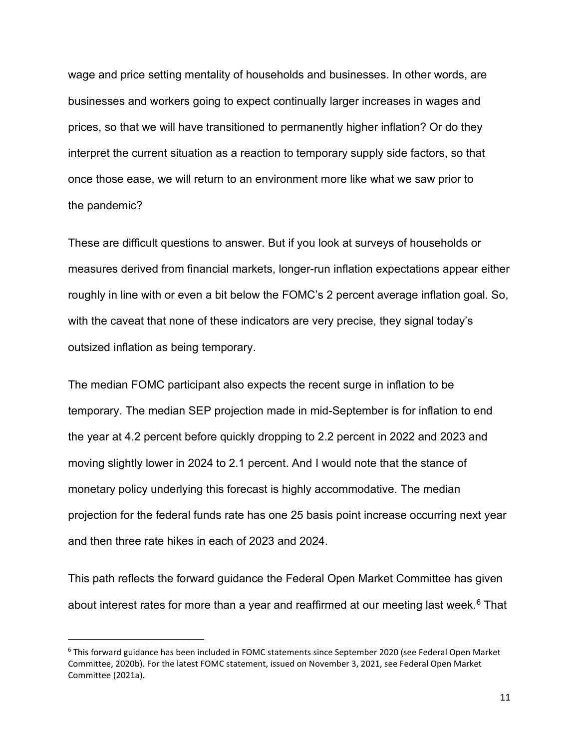wage and price setting mentality of households and businesses. In other words, are businesses and workers going to expect continually larger increases in wages and prices, so that we will have transitioned to permanently higher inflation? Or do they interpret the current situation as a reaction to temporary supply side factors, so that once those ease, we will return to an environment more like what we saw prior to the pandemic?

These are difficult questions to answer. But if you look at surveys of households or measures derived from financial markets, longer-run inflation expectations appear either roughly in line with or even a bit below the FOMC's 2 percent average inflation goal. So, with the caveat that none of these indicators are very precise, they signal today's outsized inflation as being temporary.

The median FOMC participant also expects the recent surge in inflation to be temporary. The median SEP projection made in mid-September is for inflation to end the year at 4.2 percent before quickly dropping to 2.2 percent in 2022 and 2023 and moving slightly lower in 2024 to 2.1 percent. And I would note that the stance of monetary policy underlying this forecast is highly accommodative. The median projection for the federal funds rate has one 25 basis point increase occurring next year and then three rate hikes in each of 2023 and 2024.

This path reflects the forward guidance the Federal Open Market Committee has given about interest rates for more than a year and reaffirmed at our meeting last week.[6] That

[6] This forward guidance has been included in FOMC statements since September 2020 (see Federal Open Market Committee, 2020b). For the latest FOMC statement, issued on November 3, 2021, see Federal Open Market Committee (2021a).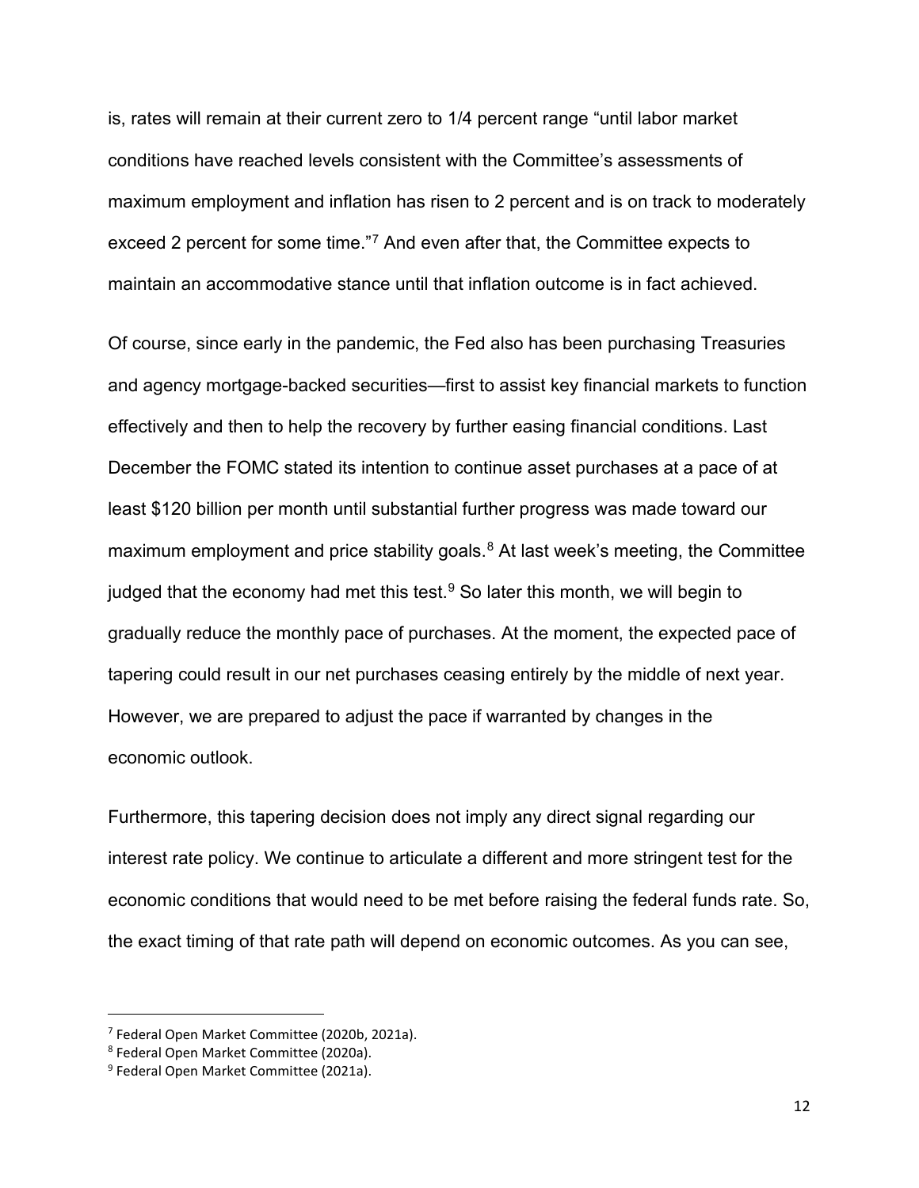is, rates will remain at their current zero to 1/4 percent range "until labor market conditions have reached levels consistent with the Committee's assessments of maximum employment and inflation has risen to 2 percent and is on track to moderately exceed 2 percent for some time."[7] And even after that, the Committee expects to maintain an accommodative stance until that inflation outcome is in fact achieved.

Of course, since early in the pandemic, the Fed also has been purchasing Treasuries and agency mortgage-backed securities—first to assist key financial markets to function effectively and then to help the recovery by further easing financial conditions. Last December the FOMC stated its intention to continue asset purchases at a pace of at least $120 billion per month until substantial further progress was made toward our maximum employment and price stability goals.[8] At last week's meeting, the Committee judged that the economy had met this test.[9] So later this month, we will begin to gradually reduce the monthly pace of purchases. At the moment, the expected pace of tapering could result in our net purchases ceasing entirely by the middle of next year. However, we are prepared to adjust the pace if warranted by changes in the economic outlook.

Furthermore, this tapering decision does not imply any direct signal regarding our interest rate policy. We continue to articulate a different and more stringent test for the economic conditions that would need to be met before raising the federal funds rate. So, the exact timing of that rate path will depend on economic outcomes. As you can see,

---

[7] Federal Open Market Committee (2020b, 2021a).

[8] Federal Open Market Committee (2020a).

[9] Federal Open Market Committee (2021a).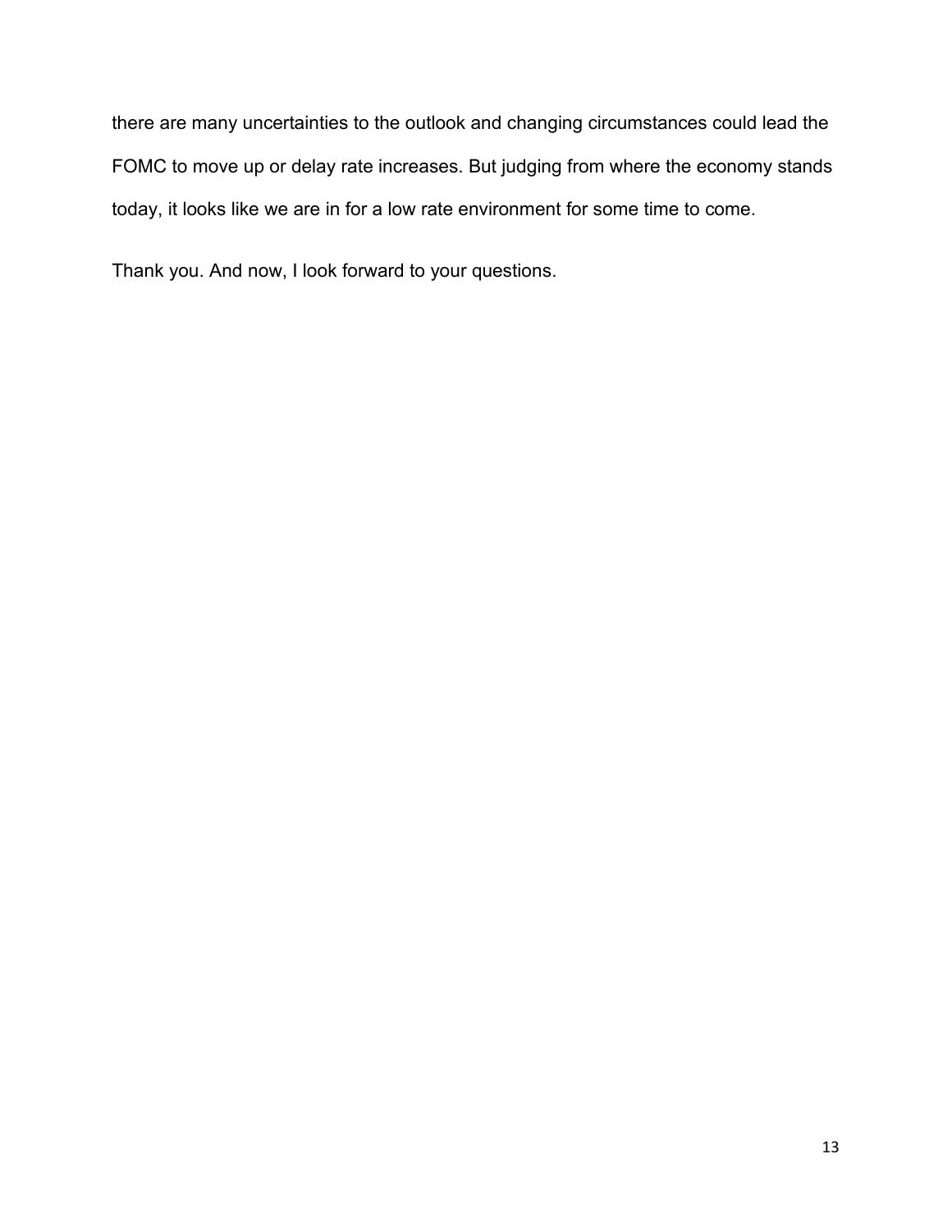there are many uncertainties to the outlook and changing circumstances could lead the FOMC to move up or delay rate increases. But judging from where the economy stands today, it looks like we are in for a low rate environment for some time to come.

Thank you. And now, I look forward to your questions.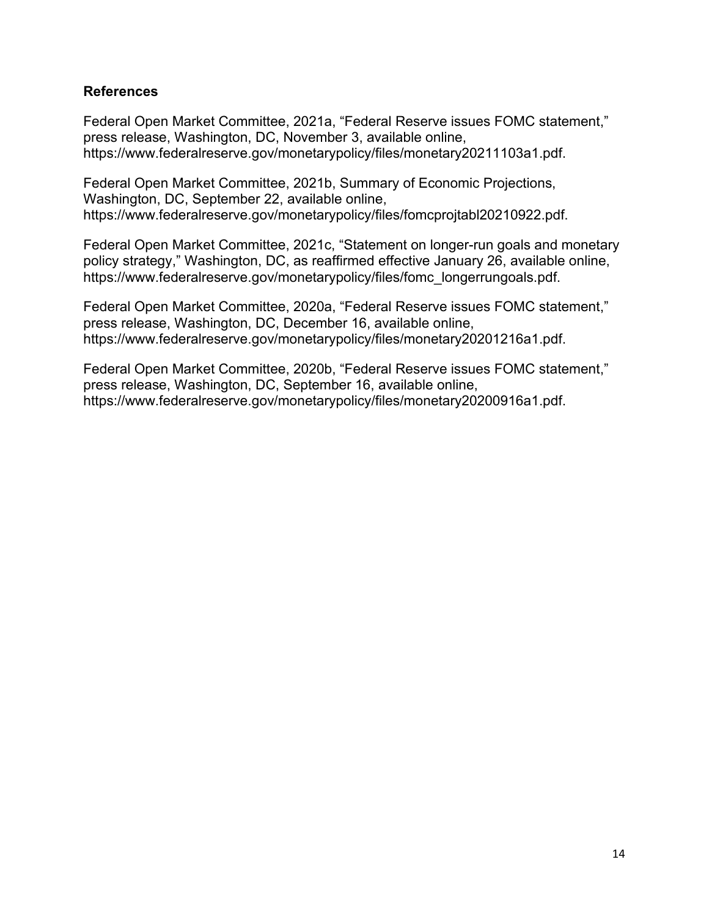## References

Federal Open Market Committee, 2021a, "Federal Reserve issues FOMC statement," press release, Washington, DC, November 3, available online, https://www.federalreserve.gov/monetarypolicy/files/monetary20211103a1.pdf.

Federal Open Market Committee, 2021b, Summary of Economic Projections, Washington, DC, September 22, available online, https://www.federalreserve.gov/monetarypolicy/files/fomcprojtabl20210922.pdf.

Federal Open Market Committee, 2021c, "Statement on longer-run goals and monetary policy strategy," Washington, DC, as reaffirmed effective January 26, available online, https://www.federalreserve.gov/monetarypolicy/files/fomc_longerrungoals.pdf.

Federal Open Market Committee, 2020a, "Federal Reserve issues FOMC statement," press release, Washington, DC, December 16, available online, https://www.federalreserve.gov/monetarypolicy/files/monetary20201216a1.pdf.

Federal Open Market Committee, 2020b, "Federal Reserve issues FOMC statement," press release, Washington, DC, September 16, available online, https://www.federalreserve.gov/monetarypolicy/files/monetary20200916a1.pdf.